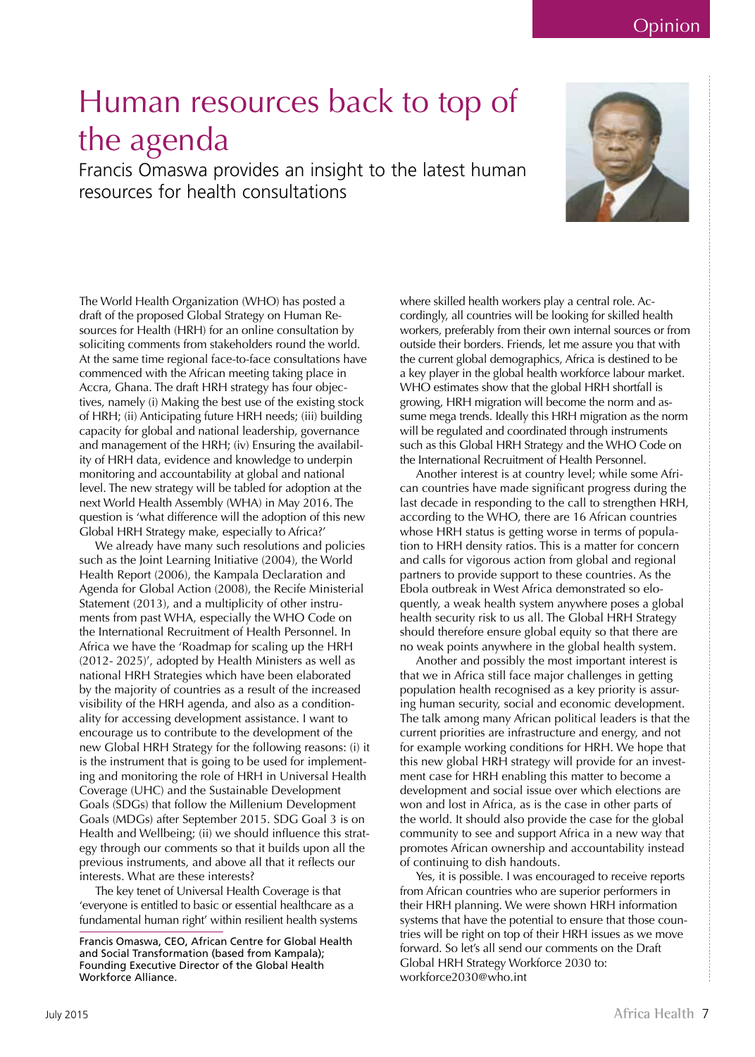# Human resources back to top of the agenda

Francis Omaswa provides an insight to the latest human resources for health consultations

The World Health Organization (WHO) has posted a draft of the proposed Global Strategy on Human Resources for Health (HRH) for an online consultation by soliciting comments from stakeholders round the world. At the same time regional face-to-face consultations have commenced with the African meeting taking place in Accra, Ghana. The draft HRH strategy has four objectives, namely (i) Making the best use of the existing stock of HRH; (ii) Anticipating future HRH needs; (iii) building capacity for global and national leadership, governance and management of the HRH; (iv) Ensuring the availability of HRH data, evidence and knowledge to underpin monitoring and accountability at global and national level. The new strategy will be tabled for adoption at the next World Health Assembly (WHA) in May 2016. The question is 'what difference will the adoption of this new Global HRH Strategy make, especially to Africa?'

We already have many such resolutions and policies such as the Joint Learning Initiative (2004), the World Health Report (2006), the Kampala Declaration and Agenda for Global Action (2008), the Recife Ministerial Statement (2013), and a multiplicity of other instruments from past WHA, especially the WHO Code on the International Recruitment of Health Personnel. In Africa we have the 'Roadmap for scaling up the HRH (2012- 2025)', adopted by Health Ministers as well as national HRH Strategies which have been elaborated by the majority of countries as a result of the increased visibility of the HRH agenda, and also as a conditionality for accessing development assistance. I want to encourage us to contribute to the development of the new Global HRH Strategy for the following reasons: (i) it is the instrument that is going to be used for implementing and monitoring the role of HRH in Universal Health Coverage (UHC) and the Sustainable Development Goals (SDGs) that follow the Millenium Development Goals (MDGs) after September 2015. SDG Goal 3 is on Health and Wellbeing; (ii) we should influence this strategy through our comments so that it builds upon all the previous instruments, and above all that it reflects our interests. What are these interests?

The key tenet of Universal Health Coverage is that 'everyone is entitled to basic or essential healthcare as a fundamental human right' within resilient health systems where skilled health workers play a central role. Accordingly, all countries will be looking for skilled health workers, preferably from their own internal sources or from outside their borders. Friends, let me assure you that with the current global demographics, Africa is destined to be a key player in the global health workforce labour market. WHO estimates show that the global HRH shortfall is growing, HRH migration will become the norm and assume mega trends. Ideally this HRH migration as the norm will be regulated and coordinated through instruments such as this Global HRH Strategy and the WHO Code on the International Recruitment of Health Personnel.

Another interest is at country level; while some African countries have made significant progress during the last decade in responding to the call to strengthen HRH, according to the WHO, there are 16 African countries whose HRH status is getting worse in terms of population to HRH density ratios. This is a matter for concern and calls for vigorous action from global and regional partners to provide support to these countries. As the Ebola outbreak in West Africa demonstrated so eloquently, a weak health system anywhere poses a global health security risk to us all. The Global HRH Strategy should therefore ensure global equity so that there are no weak points anywhere in the global health system.

Another and possibly the most important interest is that we in Africa still face major challenges in getting population health recognised as a key priority is assuring human security, social and economic development. The talk among many African political leaders is that the current priorities are infrastructure and energy, and not for example working conditions for HRH. We hope that this new global HRH strategy will provide for an investment case for HRH enabling this matter to become a development and social issue over which elections are won and lost in Africa, as is the case in other parts of the world. It should also provide the case for the global community to see and support Africa in a new way that promotes African ownership and accountability instead of continuing to dish handouts.

Yes, it is possible. I was encouraged to receive reports from African countries who are superior performers in their HRH planning. We were shown HRH information systems that have the potential to ensure that those countries will be right on top of their HRH issues as we move forward. So let's all send our comments on the Draft Global HRH Strategy Workforce 2030 to: workforce2030@who.int

Francis Omaswa, CEO, African Centre for Global Health and Social Transformation (based from Kampala); Founding Executive Director of the Global Health Workforce Alliance.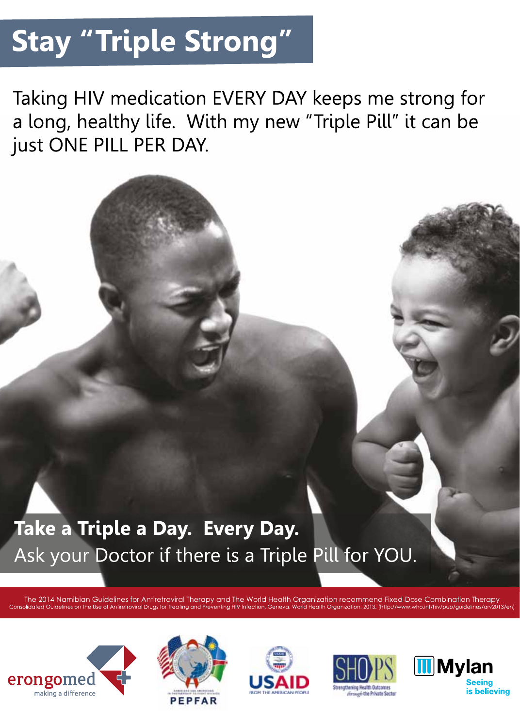# Stay "Triple Strong"

Taking HIV medication EVERY DAY keeps me strong for a long, healthy life. With my new "Triple Pill" it can be just ONE PILL PER DAY.

**Take a Triple a Day. Every Day.**

Ask your Doctor if there is a Triple Pill for YOU.

The 2014 Namibian Guidelines for Antiretroviral Therapy and The World Health Organization recommend Fixed-Dose Combination Therapy

Consolidated Guidelines on the Use of Antiretroviral Drugs for Treating and Preventing HIV Infection, Geneva, World Health Organization, 2013, (http://www.who.int/hiv/pub/guidelines/arv2013/en)

erongomed making a difference

PEPFAR

USAID FROM THE AMERICAN PEOPLE

SHOPS Strengthening Health Outcomes through the Private Sector

Mylan Seeing is believing